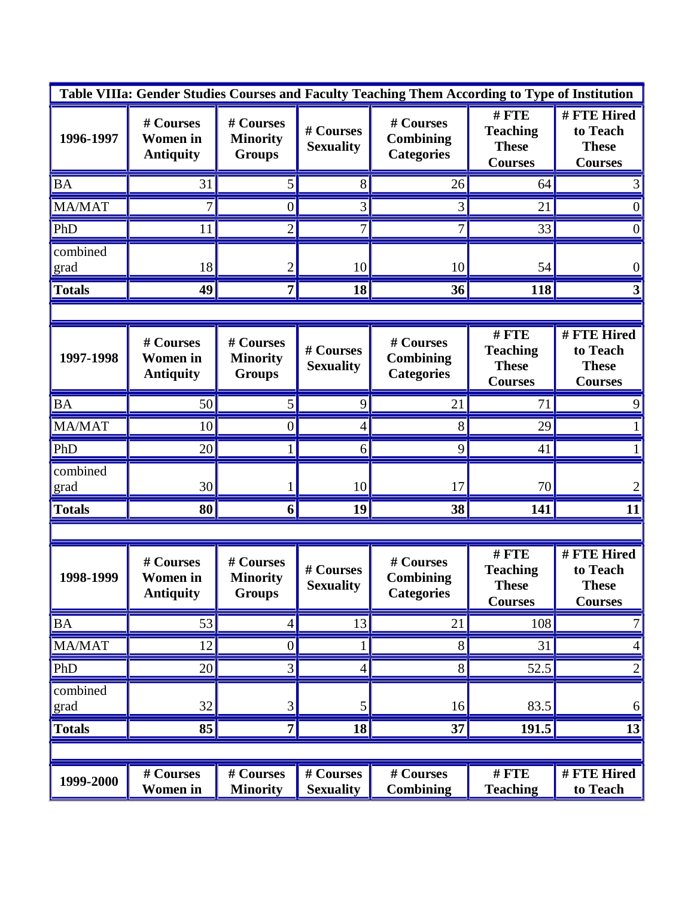**Table VIIIa: Gender Studies Courses and Faculty Teaching Them According to Type of Institution**

| 1996-1997 | # Courses Women in Antiquity | # Courses Minority Groups | # Courses Sexuality | # Courses Combining Categories | # FTE Teaching These Courses | # FTE Hired to Teach These Courses |
|---|---|---|---|---|---|---|
| BA | 31 | 5 | 8 | 26 | 64 | 3 |
| MA/MAT | 7 | 0 | 3 | 3 | 21 | 0 |
| PhD | 11 | 2 | 7 | 7 | 33 | 0 |
| combined grad | 18 | 2 | 10 | 10 | 54 | 0 |
| **Totals** | **49** | **7** | **18** | **36** | **118** | **3** |

| 1997-1998 | # Courses Women in Antiquity | # Courses Minority Groups | # Courses Sexuality | # Courses Combining Categories | # FTE Teaching These Courses | # FTE Hired to Teach These Courses |
|---|---|---|---|---|---|---|
| BA | 50 | 5 | 9 | 21 | 71 | 9 |
| MA/MAT | 10 | 0 | 4 | 8 | 29 | 1 |
| PhD | 20 | 1 | 6 | 9 | 41 | 1 |
| combined grad | 30 | 1 | 10 | 17 | 70 | 2 |
| **Totals** | **80** | **6** | **19** | **38** | **141** | **11** |

| 1998-1999 | # Courses Women in Antiquity | # Courses Minority Groups | # Courses Sexuality | # Courses Combining Categories | # FTE Teaching These Courses | # FTE Hired to Teach These Courses |
|---|---|---|---|---|---|---|
| BA | 53 | 4 | 13 | 21 | 108 | 7 |
| MA/MAT | 12 | 0 | 1 | 8 | 31 | 4 |
| PhD | 20 | 3 | 4 | 8 | 52.5 | 2 |
| combined grad | 32 | 3 | 5 | 16 | 83.5 | 6 |
| **Totals** | **85** | **7** | **18** | **37** | **191.5** | **13** |

| 1999-2000 | # Courses Women in | # Courses Minority | # Courses Sexuality | # Courses Combining | # FTE Teaching | # FTE Hired to Teach |
|---|---|---|---|---|---|---|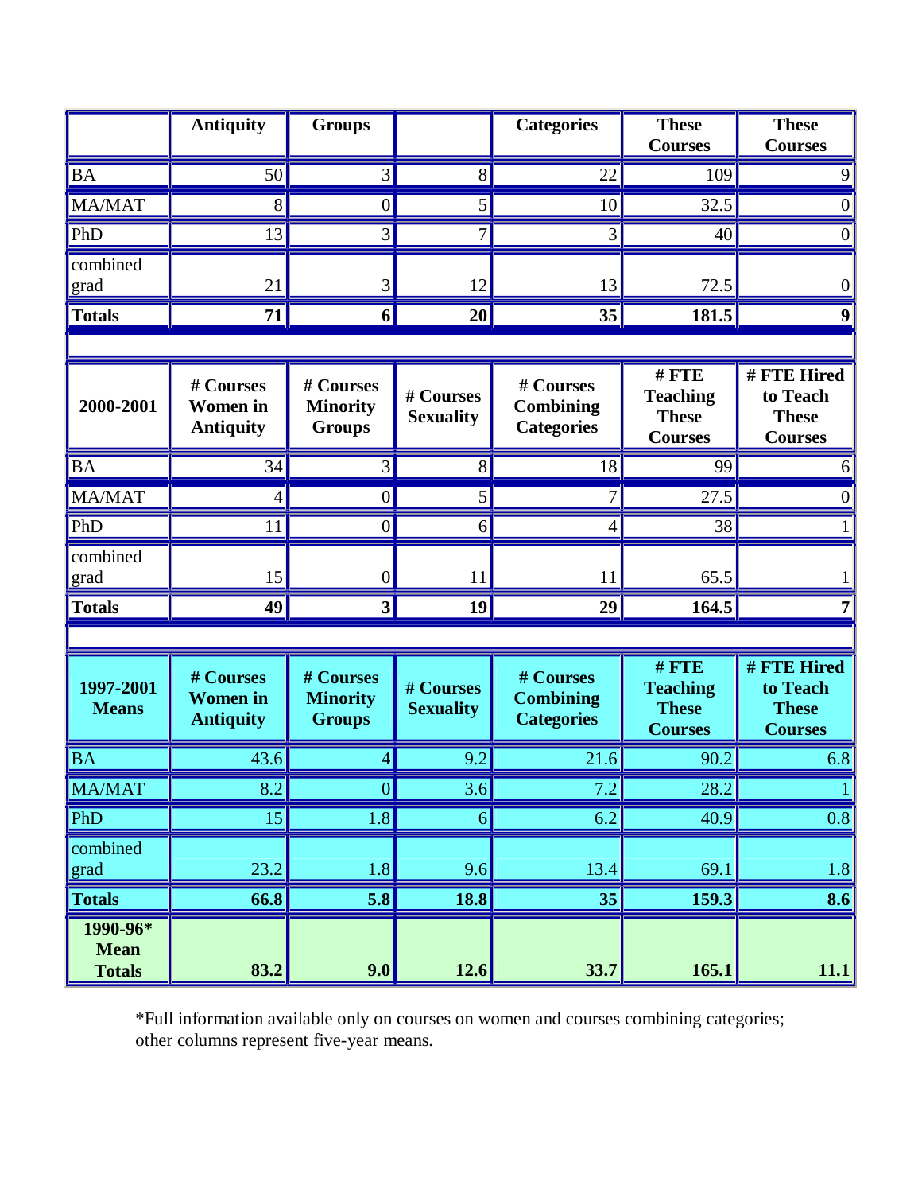|  | Antiquity | Groups |  | Categories | These Courses | These Courses |
|---|---|---|---|---|---|---|
| BA | 50 | 3 | 8 | 22 | 109 | 9 |
| MA/MAT | 8 | 0 | 5 | 10 | 32.5 | 0 |
| PhD | 13 | 3 | 7 | 3 | 40 | 0 |
| combined grad | 21 | 3 | 12 | 13 | 72.5 | 0 |
| **Totals** | **71** | **6** | **20** | **35** | **181.5** | **9** |

| **2000-2001** | **# Courses Women in Antiquity** | **# Courses Minority Groups** | **# Courses Sexuality** | **# Courses Combining Categories** | **# FTE Teaching These Courses** | **# FTE Hired to Teach These Courses** |
|---|---|---|---|---|---|---|
| BA | 34 | 3 | 8 | 18 | 99 | 6 |
| MA/MAT | 4 | 0 | 5 | 7 | 27.5 | 0 |
| PhD | 11 | 0 | 6 | 4 | 38 | 1 |
| combined grad | 15 | 0 | 11 | 11 | 65.5 | 1 |
| **Totals** | **49** | **3** | **19** | **29** | **164.5** | **7** |

| **1997-2001 Means** | **# Courses Women in Antiquity** | **# Courses Minority Groups** | **# Courses Sexuality** | **# Courses Combining Categories** | **# FTE Teaching These Courses** | **# FTE Hired to Teach These Courses** |
|---|---|---|---|---|---|---|
| BA | 43.6 | 4 | 9.2 | 21.6 | 90.2 | 6.8 |
| MA/MAT | 8.2 | 0 | 3.6 | 7.2 | 28.2 | 1 |
| PhD | 15 | 1.8 | 6 | 6.2 | 40.9 | 0.8 |
| combined grad | 23.2 | 1.8 | 9.6 | 13.4 | 69.1 | 1.8 |
| **Totals** | **66.8** | **5.8** | **18.8** | **35** | **159.3** | **8.6** |
| **1990-96* Mean Totals** | **83.2** | **9.0** | **12.6** | **33.7** | **165.1** | **11.1** |

*Full information available only on courses on women and courses combining categories; other columns represent five-year means.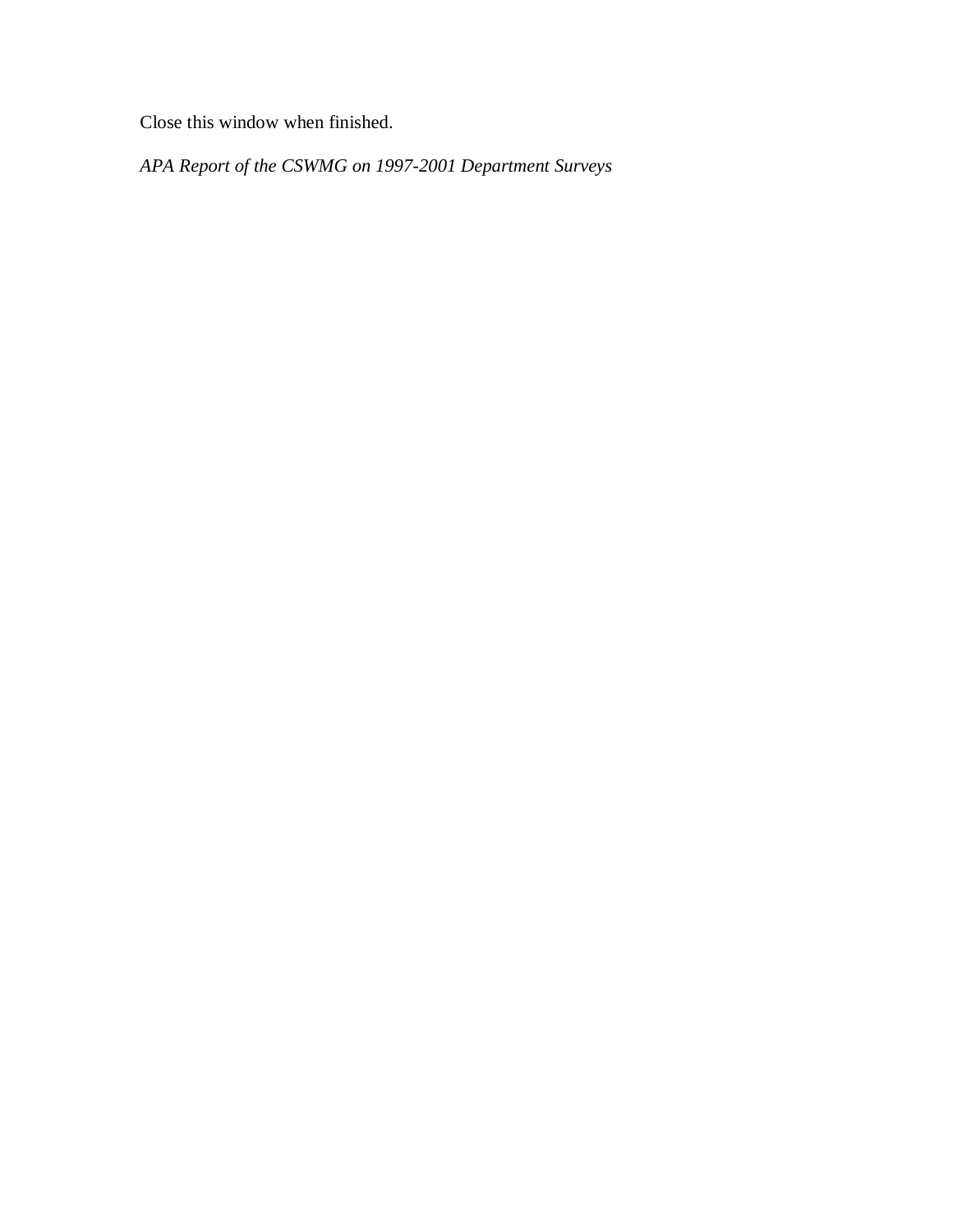Close this window when finished.

*APA Report of the CSWMG on 1997-2001 Department Surveys*